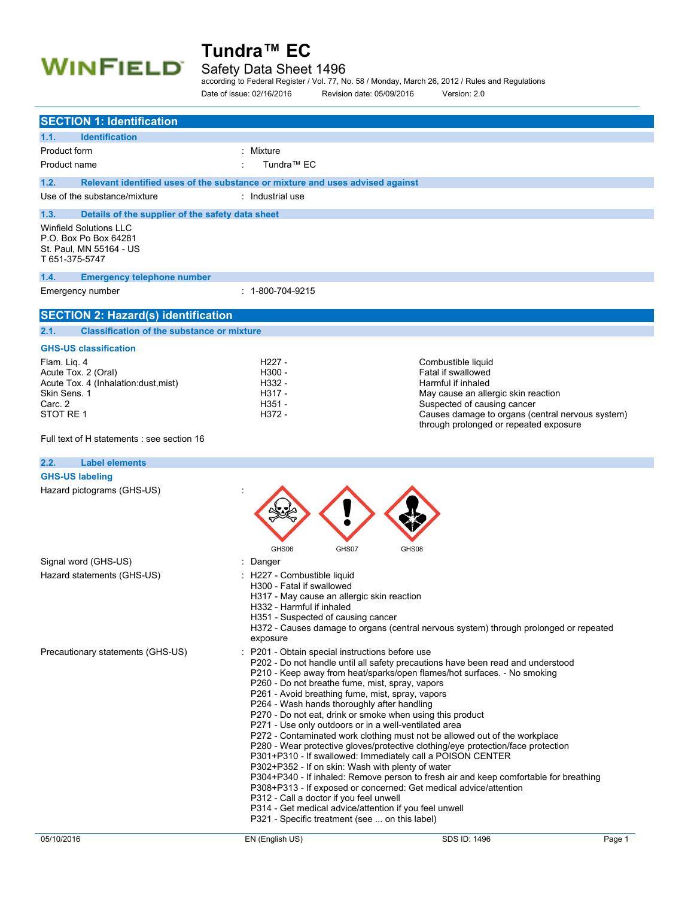# Tundra™ EC

Safety Data Sheet 1496

according to Federal Register / Vol. 77, No. 58 / Monday, March 26, 2012 / Rules and Regulations

Date of issue: 02/16/2016 Revision date: 05/09/2016 Version: 2.0

## SECTION 1: Identification

### 1.1. Identification

Product form : Mixture

Product name : Tundra™ EC

### 1.2. Relevant identified uses of the substance or mixture and uses advised against

Use of the substance/mixture : Industrial use

### 1.3. Details of the supplier of the safety data sheet

Winfield Solutions LLC
P.O. Box Po Box 64281
St. Paul, MN 55164 - US
T 651-375-5747

### 1.4. Emergency telephone number

Emergency number : 1-800-704-9215

## SECTION 2: Hazard(s) identification

### 2.1. Classification of the substance or mixture

**GHS-US classification**

| | | |
|---|---|---|
| Flam. Liq. 4 | H227 - | Combustible liquid |
| Acute Tox. 2 (Oral) | H300 - | Fatal if swallowed |
| Acute Tox. 4 (Inhalation:dust,mist) | H332 - | Harmful if inhaled |
| Skin Sens. 1 | H317 - | May cause an allergic skin reaction |
| Carc. 2 | H351 - | Suspected of causing cancer |
| STOT RE 1 | H372 - | Causes damage to organs (central nervous system) through prolonged or repeated exposure |

Full text of H statements : see section 16

### 2.2. Label elements

**GHS-US labeling**

Hazard pictograms (GHS-US) : GHS06 GHS07 GHS08

Signal word (GHS-US) : Danger

Hazard statements (GHS-US) :
H227 - Combustible liquid
H300 - Fatal if swallowed
H317 - May cause an allergic skin reaction
H332 - Harmful if inhaled
H351 - Suspected of causing cancer
H372 - Causes damage to organs (central nervous system) through prolonged or repeated exposure

Precautionary statements (GHS-US) :
P201 - Obtain special instructions before use
P202 - Do not handle until all safety precautions have been read and understood
P210 - Keep away from heat/sparks/open flames/hot surfaces. - No smoking
P260 - Do not breathe fume, mist, spray, vapors
P261 - Avoid breathing fume, mist, spray, vapors
P264 - Wash hands thoroughly after handling
P270 - Do not eat, drink or smoke when using this product
P271 - Use only outdoors or in a well-ventilated area
P272 - Contaminated work clothing must not be allowed out of the workplace
P280 - Wear protective gloves/protective clothing/eye protection/face protection
P301+P310 - If swallowed: Immediately call a POISON CENTER
P302+P352 - If on skin: Wash with plenty of water
P304+P340 - If inhaled: Remove person to fresh air and keep comfortable for breathing
P308+P313 - If exposed or concerned: Get medical advice/attention
P312 - Call a doctor if you feel unwell
P314 - Get medical advice/attention if you feel unwell
P321 - Specific treatment (see ... on this label)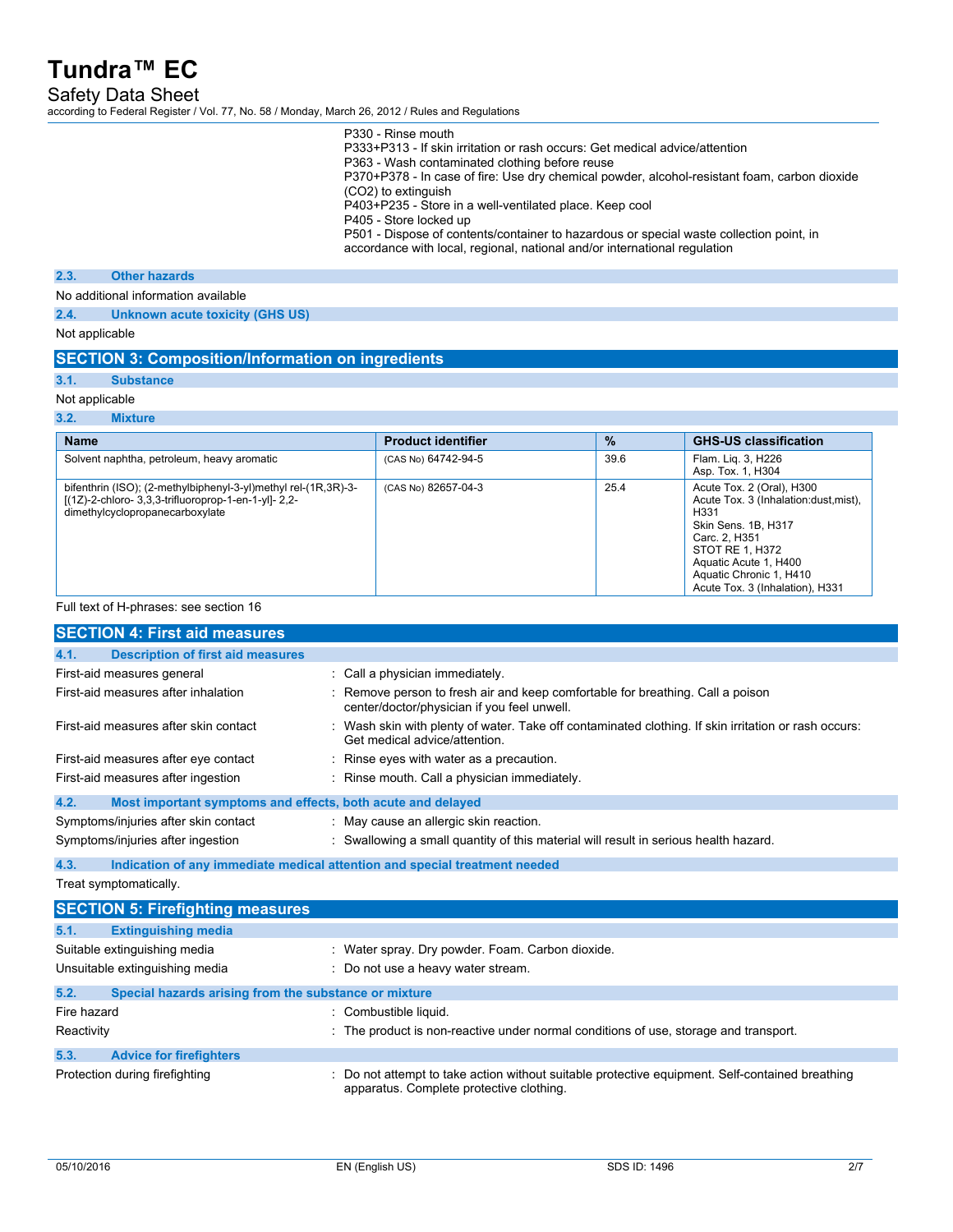P330 - Rinse mouth
P333+P313 - If skin irritation or rash occurs: Get medical advice/attention
P363 - Wash contaminated clothing before reuse
P370+P378 - In case of fire: Use dry chemical powder, alcohol-resistant foam, carbon dioxide ($CO_2$) to extinguish
P403+P235 - Store in a well-ventilated place. Keep cool
P405 - Store locked up
P501 - Dispose of contents/container to hazardous or special waste collection point, in accordance with local, regional, national and/or international regulation

### 2.3. Other hazards

No additional information available

### 2.4. Unknown acute toxicity (GHS US)

Not applicable

## SECTION 3: Composition/Information on ingredients

### 3.1. Substance

Not applicable

### 3.2. Mixture

| Name | Product identifier | % | GHS-US classification |
| --- | --- | --- | --- |
| Solvent naphtha, petroleum, heavy aromatic | (CAS No) 64742-94-5 | 39.6 | Flam. Liq. 3, H226<br>Asp. Tox. 1, H304 |
| bifenthrin (ISO); (2-methylbiphenyl-3-yl)methyl rel-(1R,3R)-3-[(1Z)-2-chloro- 3,3,3-trifluoroprop-1-en-1-yl]- 2,2-dimethylcyclopropanecarboxylate | (CAS No) 82657-04-3 | 25.4 | Acute Tox. 2 (Oral), H300<br>Acute Tox. 3 (Inhalation:dust,mist), H331<br>Skin Sens. 1B, H317<br>Carc. 2, H351<br>STOT RE 1, H372<br>Aquatic Acute 1, H400<br>Aquatic Chronic 1, H410<br>Acute Tox. 3 (Inhalation), H331 |

Full text of H-phrases: see section 16

## SECTION 4: First aid measures

### 4.1. Description of first aid measures

First-aid measures general : Call a physician immediately.

First-aid measures after inhalation : Remove person to fresh air and keep comfortable for breathing. Call a poison center/doctor/physician if you feel unwell.

First-aid measures after skin contact : Wash skin with plenty of water. Take off contaminated clothing. If skin irritation or rash occurs: Get medical advice/attention.

First-aid measures after eye contact : Rinse eyes with water as a precaution.

First-aid measures after ingestion : Rinse mouth. Call a physician immediately.

### 4.2. Most important symptoms and effects, both acute and delayed

Symptoms/injuries after skin contact : May cause an allergic skin reaction.

Symptoms/injuries after ingestion : Swallowing a small quantity of this material will result in serious health hazard.

### 4.3. Indication of any immediate medical attention and special treatment needed

Treat symptomatically.

## SECTION 5: Firefighting measures

### 5.1. Extinguishing media

Suitable extinguishing media : Water spray. Dry powder. Foam. Carbon dioxide.

Unsuitable extinguishing media : Do not use a heavy water stream.

### 5.2. Special hazards arising from the substance or mixture

Fire hazard : Combustible liquid.

Reactivity : The product is non-reactive under normal conditions of use, storage and transport.

### 5.3. Advice for firefighters

Protection during firefighting : Do not attempt to take action without suitable protective equipment. Self-contained breathing apparatus. Complete protective clothing.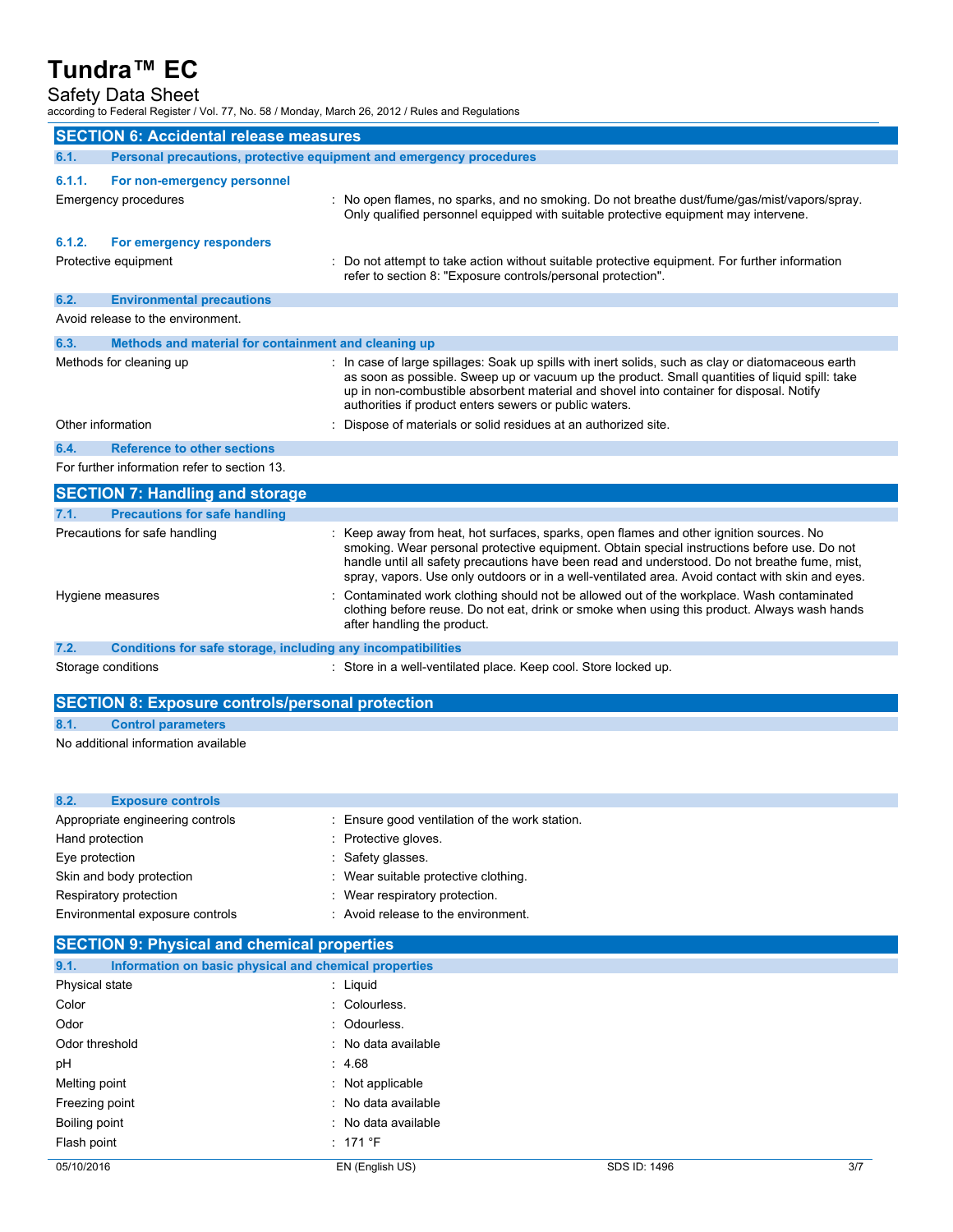## SECTION 6: Accidental release measures

### 6.1. Personal precautions, protective equipment and emergency procedures

#### 6.1.1. For non-emergency personnel

| | |
|---|---|
| Emergency procedures | : No open flames, no sparks, and no smoking. Do not breathe dust/fume/gas/mist/vapors/spray. Only qualified personnel equipped with suitable protective equipment may intervene. |

#### 6.1.2. For emergency responders

| | |
|---|---|
| Protective equipment | : Do not attempt to take action without suitable protective equipment. For further information refer to section 8: "Exposure controls/personal protection". |

### 6.2. Environmental precautions

Avoid release to the environment.

### 6.3. Methods and material for containment and cleaning up

| | |
|---|---|
| Methods for cleaning up | : In case of large spillages: Soak up spills with inert solids, such as clay or diatomaceous earth as soon as possible. Sweep up or vacuum up the product. Small quantities of liquid spill: take up in non-combustible absorbent material and shovel into container for disposal. Notify authorities if product enters sewers or public waters. |
| Other information | : Dispose of materials or solid residues at an authorized site. |

### 6.4. Reference to other sections

For further information refer to section 13.

## SECTION 7: Handling and storage

### 7.1. Precautions for safe handling

| | |
|---|---|
| Precautions for safe handling | : Keep away from heat, hot surfaces, sparks, open flames and other ignition sources. No smoking. Wear personal protective equipment. Obtain special instructions before use. Do not handle until all safety precautions have been read and understood. Do not breathe fume, mist, spray, vapors. Use only outdoors or in a well-ventilated area. Avoid contact with skin and eyes. |
| Hygiene measures | : Contaminated work clothing should not be allowed out of the workplace. Wash contaminated clothing before reuse. Do not eat, drink or smoke when using this product. Always wash hands after handling the product. |

### 7.2. Conditions for safe storage, including any incompatibilities

| | |
|---|---|
| Storage conditions | : Store in a well-ventilated place. Keep cool. Store locked up. |

## SECTION 8: Exposure controls/personal protection

### 8.1. Control parameters

No additional information available

### 8.2. Exposure controls

| | |
|---|---|
| Appropriate engineering controls | : Ensure good ventilation of the work station. |
| Hand protection | : Protective gloves. |
| Eye protection | : Safety glasses. |
| Skin and body protection | : Wear suitable protective clothing. |
| Respiratory protection | : Wear respiratory protection. |
| Environmental exposure controls | : Avoid release to the environment. |

## SECTION 9: Physical and chemical properties

### 9.1. Information on basic physical and chemical properties

| | |
|---|---|
| Physical state | : Liquid |
| Color | : Colourless. |
| Odor | : Odourless. |
| Odor threshold | : No data available |
| pH | : 4.68 |
| Melting point | : Not applicable |
| Freezing point | : No data available |
| Boiling point | : No data available |
| Flash point | : 171 °F |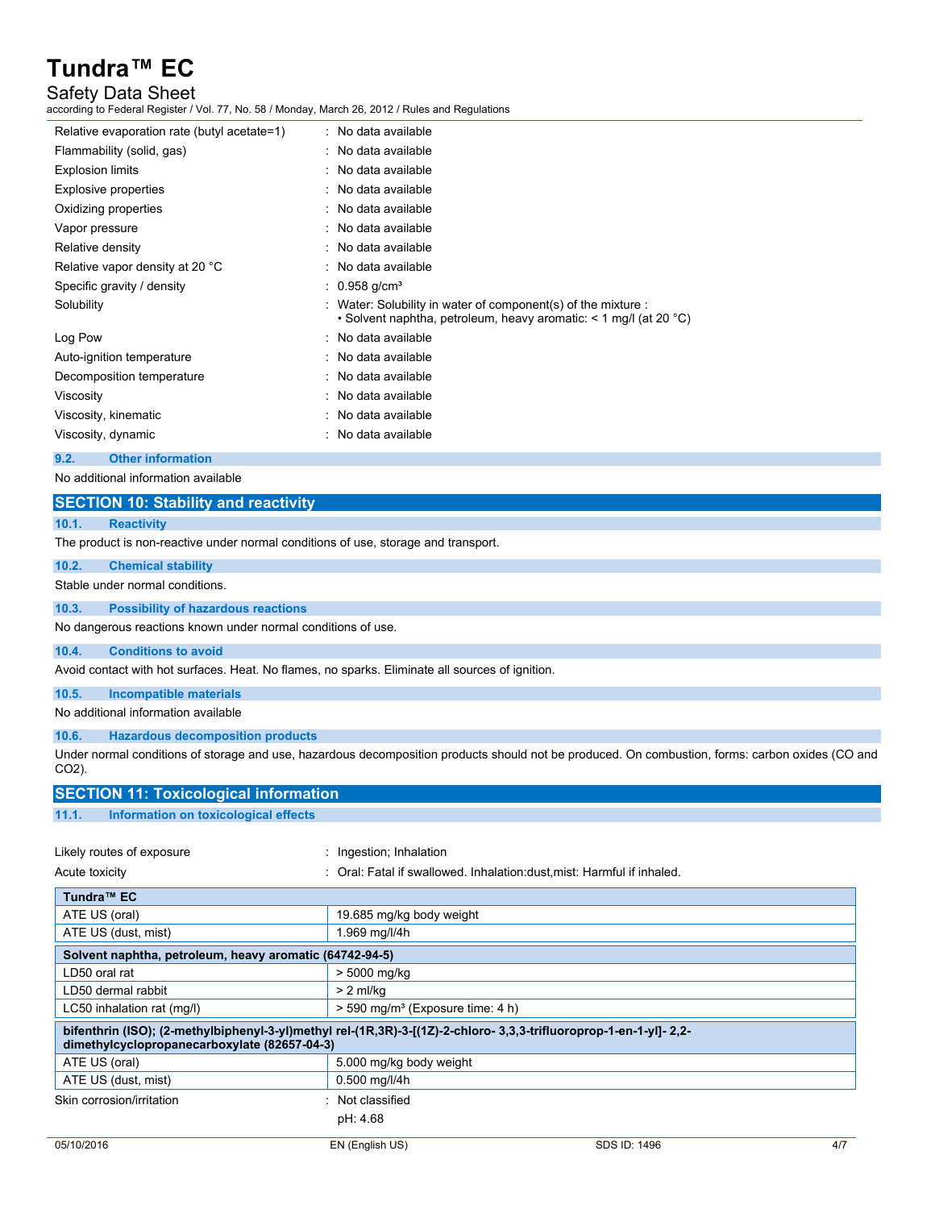| | |
|---|---|
| Relative evaporation rate (butyl acetate=1) | : No data available |
| Flammability (solid, gas) | : No data available |
| Explosion limits | : No data available |
| Explosive properties | : No data available |
| Oxidizing properties | : No data available |
| Vapor pressure | : No data available |
| Relative density | : No data available |
| Relative vapor density at 20 °C | : No data available |
| Specific gravity / density | : 0.958 g/cm³ |
| Solubility | : Water: Solubility in water of component(s) of the mixture : • Solvent naphtha, petroleum, heavy aromatic: < 1 mg/l (at 20 °C) |
| Log Pow | : No data available |
| Auto-ignition temperature | : No data available |
| Decomposition temperature | : No data available |
| Viscosity | : No data available |
| Viscosity, kinematic | : No data available |
| Viscosity, dynamic | : No data available |

### 9.2. Other information

No additional information available

## SECTION 10: Stability and reactivity

### 10.1. Reactivity

The product is non-reactive under normal conditions of use, storage and transport.

### 10.2. Chemical stability

Stable under normal conditions.

### 10.3. Possibility of hazardous reactions

No dangerous reactions known under normal conditions of use.

### 10.4. Conditions to avoid

Avoid contact with hot surfaces. Heat. No flames, no sparks. Eliminate all sources of ignition.

### 10.5. Incompatible materials

No additional information available

### 10.6. Hazardous decomposition products

Under normal conditions of storage and use, hazardous decomposition products should not be produced. On combustion, forms: carbon oxides (CO and $CO_2$).

## SECTION 11: Toxicological information

### 11.1. Information on toxicological effects

| | |
|---|---|
| Likely routes of exposure | : Ingestion; Inhalation |
| Acute toxicity | : Oral: Fatal if swallowed. Inhalation:dust,mist: Harmful if inhaled. |

| **Tundra™ EC** | |
|---|---|
| ATE US (oral) | 19.685 mg/kg body weight |
| ATE US (dust, mist) | 1.969 mg/l/4h |

| **Solvent naphtha, petroleum, heavy aromatic (64742-94-5)** | |
|---|---|
| LD50 oral rat | > 5000 mg/kg |
| LD50 dermal rabbit | > 2 ml/kg |
| LC50 inhalation rat (mg/l) | > 590 mg/m³ (Exposure time: 4 h) |

| **bifenthrin (ISO); (2-methylbiphenyl-3-yl)methyl rel-(1R,3R)-3-[(1Z)-2-chloro- 3,3,3-trifluoroprop-1-en-1-yl]- 2,2-dimethylcyclopropanecarboxylate (82657-04-3)** | |
|---|---|
| ATE US (oral) | 5.000 mg/kg body weight |
| ATE US (dust, mist) | 0.500 mg/l/4h |

| | |
|---|---|
| Skin corrosion/irritation | : Not classified |
| | pH: 4.68 |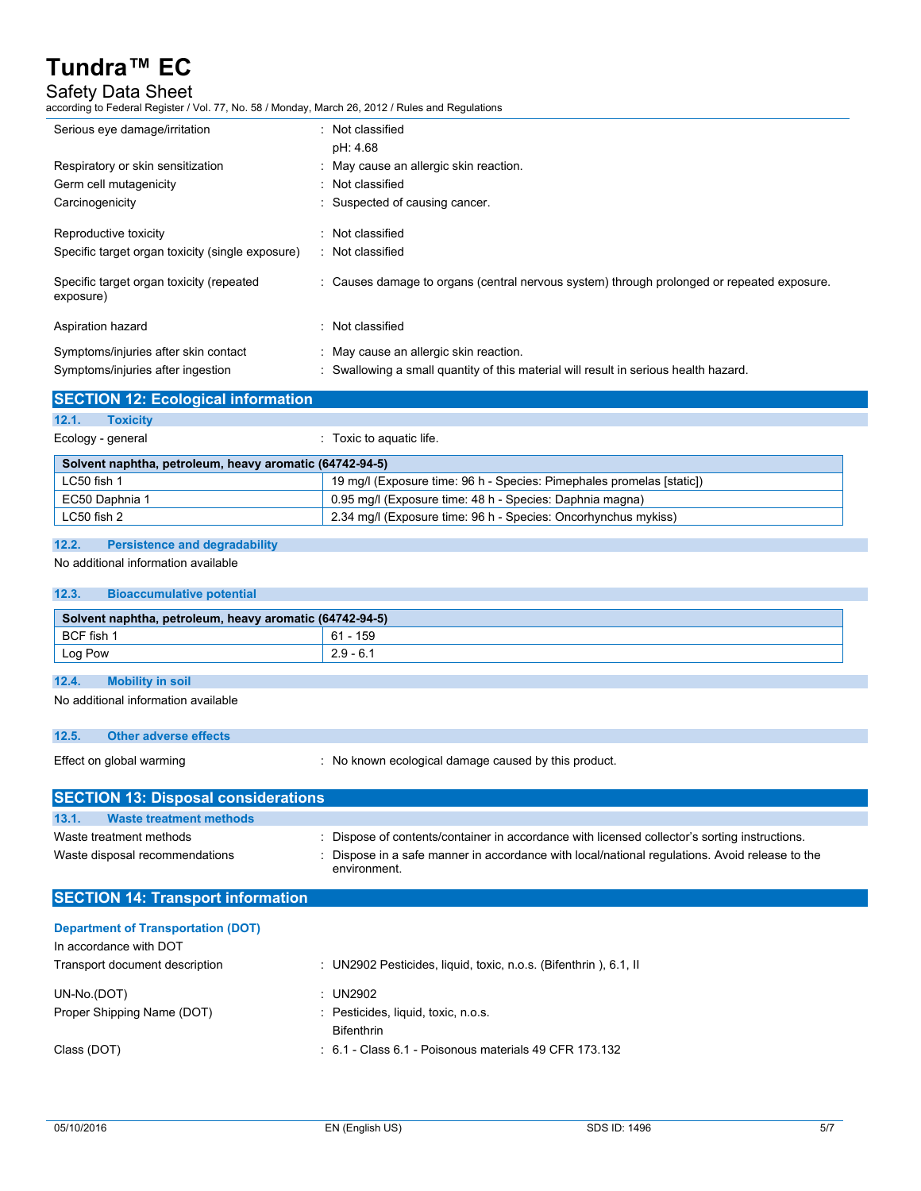| | |
|---|---|
| Serious eye damage/irritation | : Not classified<br>pH: 4.68 |
| Respiratory or skin sensitization | : May cause an allergic skin reaction. |
| Germ cell mutagenicity | : Not classified |
| Carcinogenicity | : Suspected of causing cancer. |
| Reproductive toxicity | : Not classified |
| Specific target organ toxicity (single exposure) | : Not classified |
| Specific target organ toxicity (repeated exposure) | : Causes damage to organs (central nervous system) through prolonged or repeated exposure. |
| Aspiration hazard | : Not classified |
| Symptoms/injuries after skin contact | : May cause an allergic skin reaction. |
| Symptoms/injuries after ingestion | : Swallowing a small quantity of this material will result in serious health hazard. |

## SECTION 12: Ecological information

### 12.1. Toxicity

Ecology - general : Toxic to aquatic life.

| Solvent naphtha, petroleum, heavy aromatic (64742-94-5) | |
|---|---|
| LC50 fish 1 | 19 mg/l (Exposure time: 96 h - Species: Pimephales promelas [static]) |
| EC50 Daphnia 1 | 0.95 mg/l (Exposure time: 48 h - Species: Daphnia magna) |
| LC50 fish 2 | 2.34 mg/l (Exposure time: 96 h - Species: Oncorhynchus mykiss) |

### 12.2. Persistence and degradability

No additional information available

### 12.3. Bioaccumulative potential

| Solvent naphtha, petroleum, heavy aromatic (64742-94-5) | |
|---|---|
| BCF fish 1 | 61 - 159 |
| Log Pow | 2.9 - 6.1 |

### 12.4. Mobility in soil

No additional information available

### 12.5. Other adverse effects

Effect on global warming : No known ecological damage caused by this product.

## SECTION 13: Disposal considerations

### 13.1. Waste treatment methods

| | |
|---|---|
| Waste treatment methods | : Dispose of contents/container in accordance with licensed collector's sorting instructions. |
| Waste disposal recommendations | : Dispose in a safe manner in accordance with local/national regulations. Avoid release to the environment. |

## SECTION 14: Transport information

**Department of Transportation (DOT)**

In accordance with DOT

| | |
|---|---|
| Transport document description | : UN2902 Pesticides, liquid, toxic, n.o.s. (Bifenthrin ), 6.1, II |
| UN-No.(DOT) | : UN2902 |
| Proper Shipping Name (DOT) | : Pesticides, liquid, toxic, n.o.s.<br>Bifenthrin |
| Class (DOT) | : 6.1 - Class 6.1 - Poisonous materials 49 CFR 173.132 |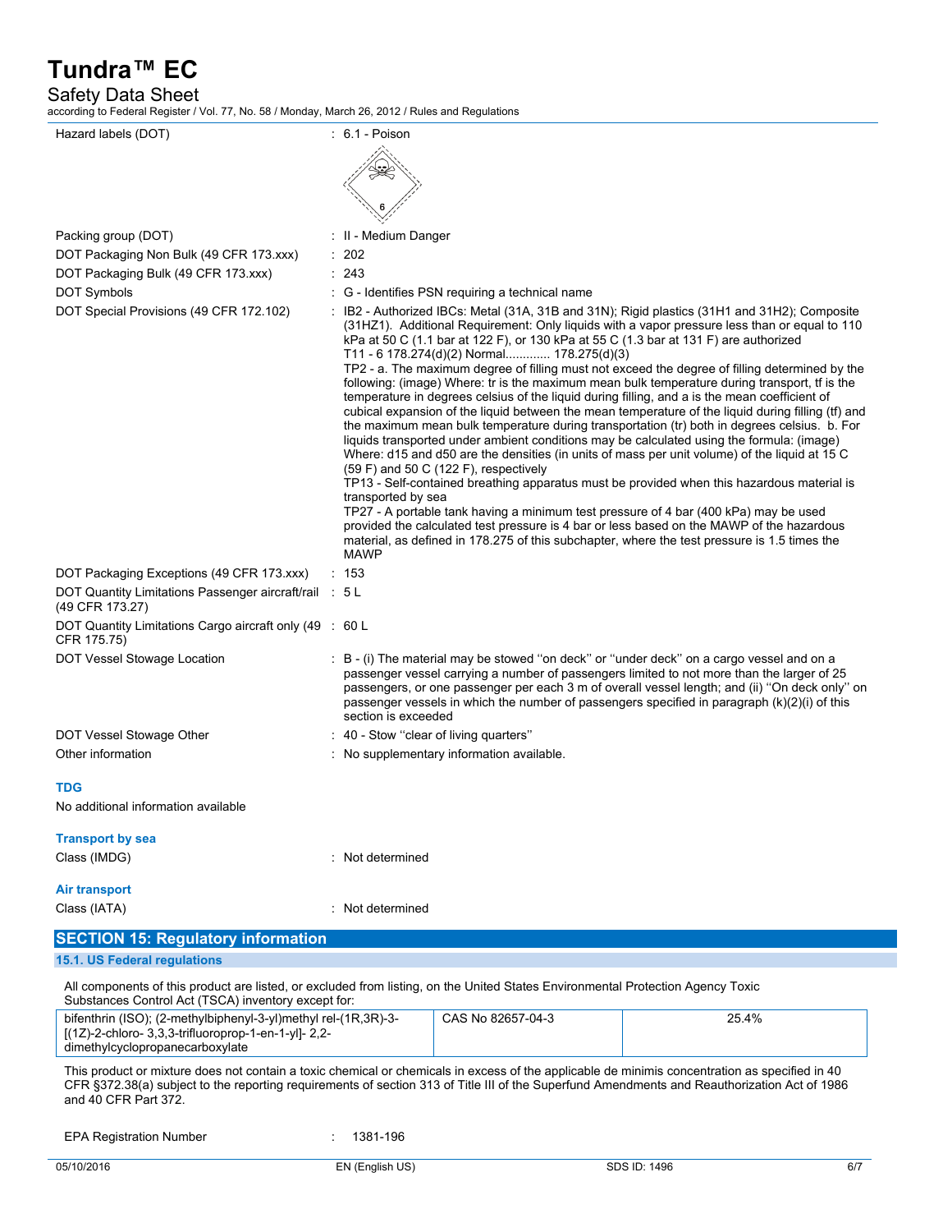| | | |
|---|---|---|
| Hazard labels (DOT) | : | 6.1 - Poison |
| Packing group (DOT) | : | II - Medium Danger |
| DOT Packaging Non Bulk (49 CFR 173.xxx) | : | 202 |
| DOT Packaging Bulk (49 CFR 173.xxx) | : | 243 |
| DOT Symbols | : | G - Identifies PSN requiring a technical name |
| DOT Special Provisions (49 CFR 172.102) | : | IB2 - Authorized IBCs: Metal (31A, 31B and 31N); Rigid plastics (31H1 and 31H2); Composite (31HZ1). Additional Requirement: Only liquids with a vapor pressure less than or equal to 110 kPa at 50 C (1.1 bar at 122 F), or 130 kPa at 55 C (1.3 bar at 131 F) are authorized<br>T11 - 6 178.274(d)(2) Normal............. 178.275(d)(3)<br>TP2 - a. The maximum degree of filling must not exceed the degree of filling determined by the following: (image) Where: tr is the maximum mean bulk temperature during transport, tf is the temperature in degrees celsius of the liquid during filling, and a is the mean coefficient of cubical expansion of the liquid between the mean temperature of the liquid during filling (tf) and the maximum mean bulk temperature during transportation (tr) both in degrees celsius. b. For liquids transported under ambient conditions may be calculated using the formula: (image) Where: d15 and d50 are the densities (in units of mass per unit volume) of the liquid at 15 C (59 F) and 50 C (122 F), respectively<br>TP13 - Self-contained breathing apparatus must be provided when this hazardous material is transported by sea<br>TP27 - A portable tank having a minimum test pressure of 4 bar (400 kPa) may be used provided the calculated test pressure is 4 bar or less based on the MAWP of the hazardous material, as defined in 178.275 of this subchapter, where the test pressure is 1.5 times the MAWP |
| DOT Packaging Exceptions (49 CFR 173.xxx) | : | 153 |
| DOT Quantity Limitations Passenger aircraft/rail (49 CFR 173.27) | : | 5 L |
| DOT Quantity Limitations Cargo aircraft only (49 CFR 175.75) | : | 60 L |
| DOT Vessel Stowage Location | : | B - (i) The material may be stowed ''on deck'' or ''under deck'' on a cargo vessel and on a passenger vessel carrying a number of passengers limited to not more than the larger of 25 passengers, or one passenger per each 3 m of overall vessel length; and (ii) ''On deck only'' on passenger vessels in which the number of passengers specified in paragraph (k)(2)(i) of this section is exceeded |
| DOT Vessel Stowage Other | : | 40 - Stow ''clear of living quarters'' |
| Other information | : | No supplementary information available. |

**TDG**

No additional information available

**Transport by sea**

Class (IMDG) : Not determined

**Air transport**

Class (IATA) : Not determined

## SECTION 15: Regulatory information

### 15.1. US Federal regulations

All components of this product are listed, or excluded from listing, on the United States Environmental Protection Agency Toxic Substances Control Act (TSCA) inventory except for:

| | | |
|---|---|---|
| bifenthrin (ISO); (2-methylbiphenyl-3-yl)methyl rel-(1R,3R)-3-[(1Z)-2-chloro- 3,3,3-trifluoroprop-1-en-1-yl]- 2,2-dimethylcyclopropanecarboxylate | CAS No 82657-04-3 | 25.4% |

This product or mixture does not contain a toxic chemical or chemicals in excess of the applicable de minimis concentration as specified in 40 CFR §372.38(a) subject to the reporting requirements of section 313 of Title III of the Superfund Amendments and Reauthorization Act of 1986 and 40 CFR Part 372.

EPA Registration Number : 1381-196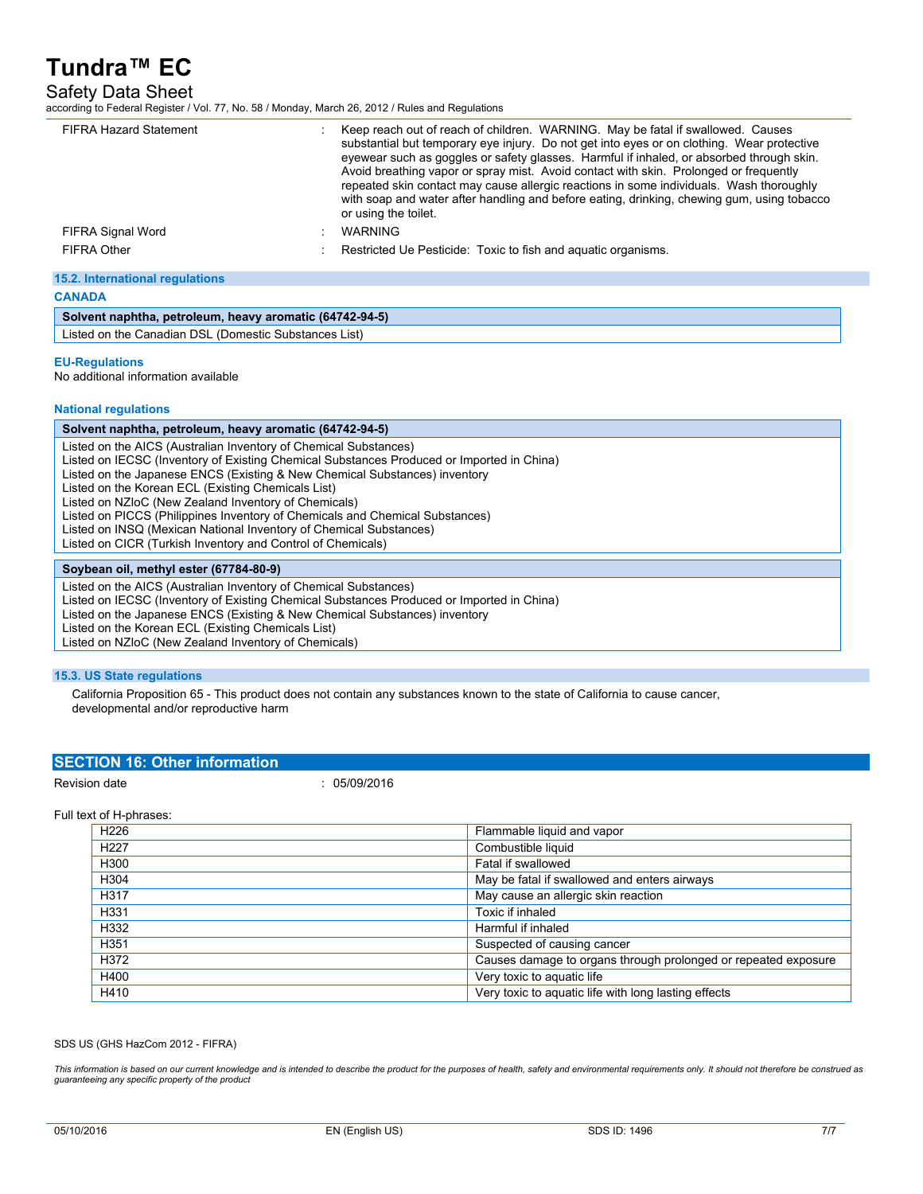| | | |
|---|---|---|
| FIFRA Hazard Statement | : | Keep reach out of reach of children. WARNING. May be fatal if swallowed. Causes substantial but temporary eye injury. Do not get into eyes or on clothing. Wear protective eyewear such as goggles or safety glasses. Harmful if inhaled, or absorbed through skin. Avoid breathing vapor or spray mist. Avoid contact with skin. Prolonged or frequently repeated skin contact may cause allergic reactions in some individuals. Wash thoroughly with soap and water after handling and before eating, drinking, chewing gum, using tobacco or using the toilet. |
| FIFRA Signal Word | : | WARNING |
| FIFRA Other | : | Restricted Ue Pesticide: Toxic to fish and aquatic organisms. |

### 15.2. International regulations

**CANADA**

| Solvent naphtha, petroleum, heavy aromatic (64742-94-5) |
|---|
| Listed on the Canadian DSL (Domestic Substances List) |

**EU-Regulations**

No additional information available

**National regulations**

| Solvent naphtha, petroleum, heavy aromatic (64742-94-5) |
|---|
| Listed on the AICS (Australian Inventory of Chemical Substances)<br>Listed on IECSC (Inventory of Existing Chemical Substances Produced or Imported in China)<br>Listed on the Japanese ENCS (Existing & New Chemical Substances) inventory<br>Listed on the Korean ECL (Existing Chemicals List)<br>Listed on NZIoC (New Zealand Inventory of Chemicals)<br>Listed on PICCS (Philippines Inventory of Chemicals and Chemical Substances)<br>Listed on INSQ (Mexican National Inventory of Chemical Substances)<br>Listed on CICR (Turkish Inventory and Control of Chemicals) |

| Soybean oil, methyl ester (67784-80-9) |
|---|
| Listed on the AICS (Australian Inventory of Chemical Substances)<br>Listed on IECSC (Inventory of Existing Chemical Substances Produced or Imported in China)<br>Listed on the Japanese ENCS (Existing & New Chemical Substances) inventory<br>Listed on the Korean ECL (Existing Chemicals List)<br>Listed on NZIoC (New Zealand Inventory of Chemicals) |

### 15.3. US State regulations

California Proposition 65 - This product does not contain any substances known to the state of California to cause cancer, developmental and/or reproductive harm

## SECTION 16: Other information

Revision date : 05/09/2016

Full text of H-phrases:

| | |
|---|---|
| H226 | Flammable liquid and vapor |
| H227 | Combustible liquid |
| H300 | Fatal if swallowed |
| H304 | May be fatal if swallowed and enters airways |
| H317 | May cause an allergic skin reaction |
| H331 | Toxic if inhaled |
| H332 | Harmful if inhaled |
| H351 | Suspected of causing cancer |
| H372 | Causes damage to organs through prolonged or repeated exposure |
| H400 | Very toxic to aquatic life |
| H410 | Very toxic to aquatic life with long lasting effects |

SDS US (GHS HazCom 2012 - FIFRA)

*This information is based on our current knowledge and is intended to describe the product for the purposes of health, safety and environmental requirements only. It should not therefore be construed as guaranteeing any specific property of the product*